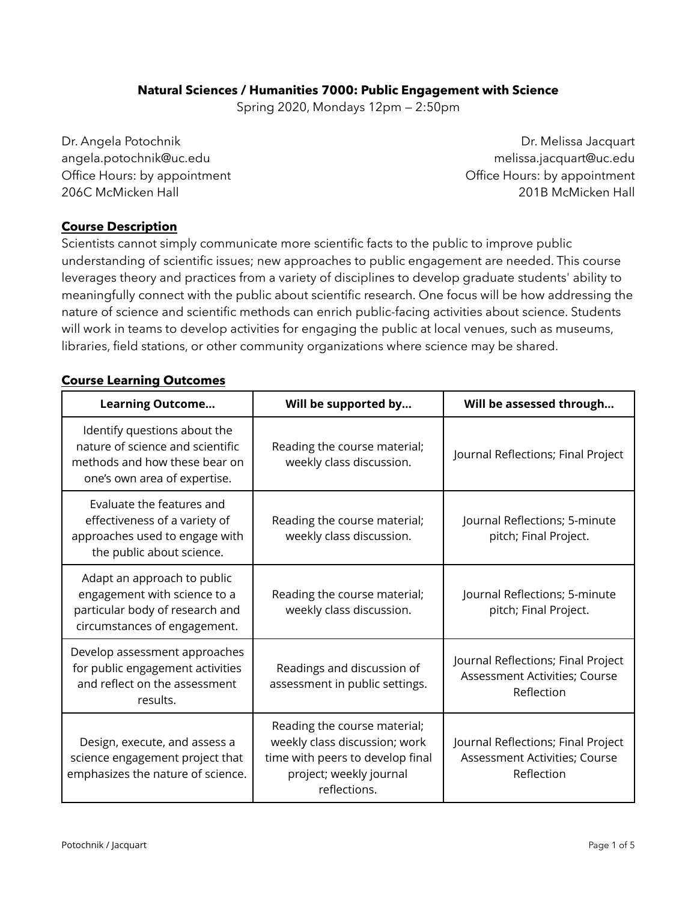**Natural Sciences / Humanities 7000: Public Engagement with Science**

Spring 2020, Mondays 12pm — 2:50pm

Dr. Angela Potochnik
angela.potochnik@uc.edu
Office Hours: by appointment
206C McMicken Hall

Dr. Melissa Jacquart
melissa.jacquart@uc.edu
Office Hours: by appointment
201B McMicken Hall

## Course Description

Scientists cannot simply communicate more scientific facts to the public to improve public understanding of scientific issues; new approaches to public engagement are needed. This course leverages theory and practices from a variety of disciplines to develop graduate students' ability to meaningfully connect with the public about scientific research. One focus will be how addressing the nature of science and scientific methods can enrich public-facing activities about science. Students will work in teams to develop activities for engaging the public at local venues, such as museums, libraries, field stations, or other community organizations where science may be shared.

## Course Learning Outcomes

| Learning Outcome... | Will be supported by... | Will be assessed through... |
|---|---|---|
| Identify questions about the nature of science and scientific methods and how these bear on one's own area of expertise. | Reading the course material; weekly class discussion. | Journal Reflections; Final Project |
| Evaluate the features and effectiveness of a variety of approaches used to engage with the public about science. | Reading the course material; weekly class discussion. | Journal Reflections; 5-minute pitch; Final Project. |
| Adapt an approach to public engagement with science to a particular body of research and circumstances of engagement. | Reading the course material; weekly class discussion. | Journal Reflections; 5-minute pitch; Final Project. |
| Develop assessment approaches for public engagement activities and reflect on the assessment results. | Readings and discussion of assessment in public settings. | Journal Reflections; Final Project Assessment Activities; Course Reflection |
| Design, execute, and assess a science engagement project that emphasizes the nature of science. | Reading the course material; weekly class discussion; work time with peers to develop final project; weekly journal reflections. | Journal Reflections; Final Project Assessment Activities; Course Reflection |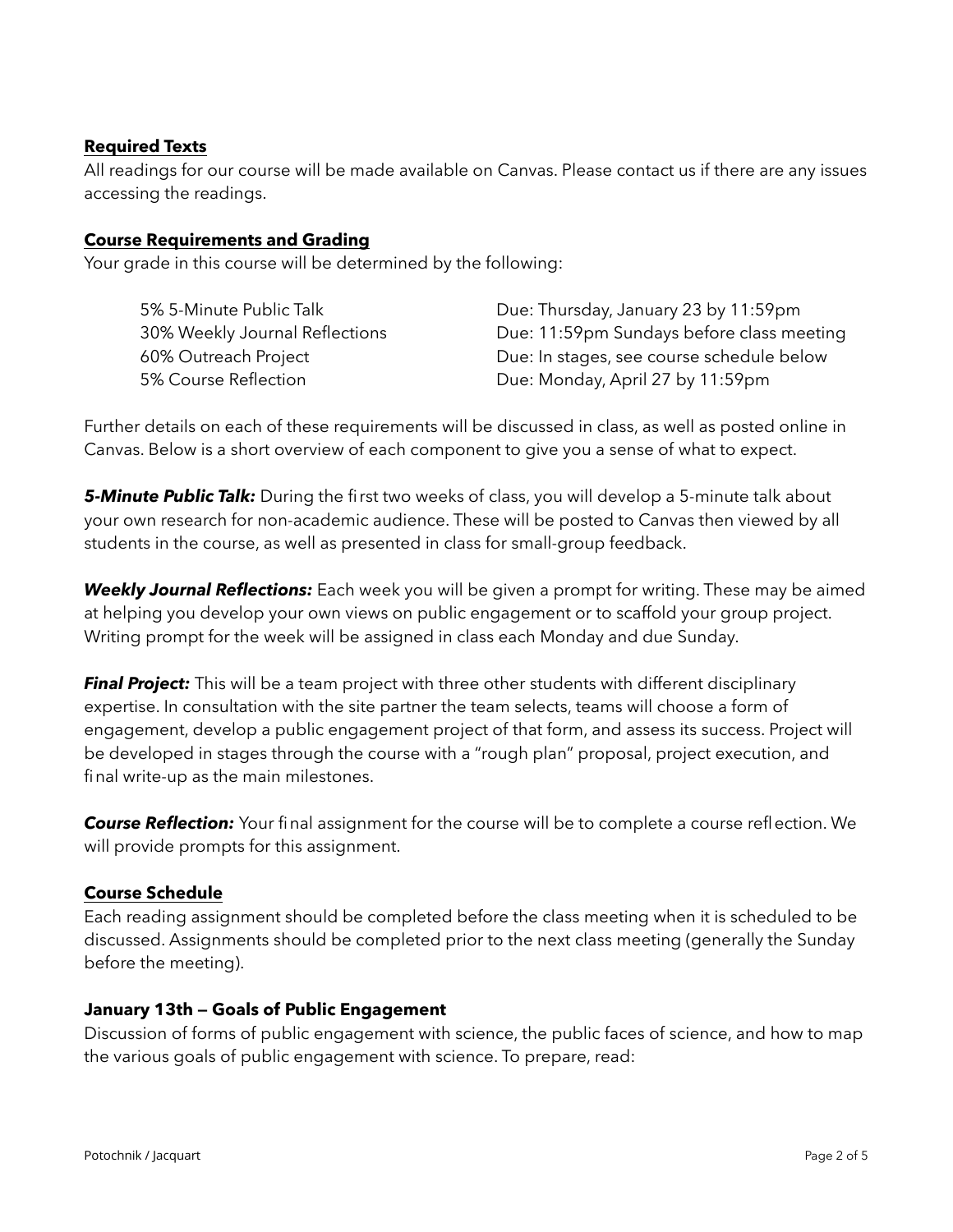## Required Texts

All readings for our course will be made available on Canvas. Please contact us if there are any issues accessing the readings.

## Course Requirements and Grading

Your grade in this course will be determined by the following:

| | |
|---|---|
| 5% 5-Minute Public Talk | Due: Thursday, January 23 by 11:59pm |
| 30% Weekly Journal Reflections | Due: 11:59pm Sundays before class meeting |
| 60% Outreach Project | Due: In stages, see course schedule below |
| 5% Course Reflection | Due: Monday, April 27 by 11:59pm |

Further details on each of these requirements will be discussed in class, as well as posted online in Canvas. Below is a short overview of each component to give you a sense of what to expect.

***5-Minute Public Talk:*** During the first two weeks of class, you will develop a 5-minute talk about your own research for non-academic audience. These will be posted to Canvas then viewed by all students in the course, as well as presented in class for small-group feedback.

***Weekly Journal Reflections:*** Each week you will be given a prompt for writing. These may be aimed at helping you develop your own views on public engagement or to scaffold your group project. Writing prompt for the week will be assigned in class each Monday and due Sunday.

***Final Project:*** This will be a team project with three other students with different disciplinary expertise. In consultation with the site partner the team selects, teams will choose a form of engagement, develop a public engagement project of that form, and assess its success. Project will be developed in stages through the course with a "rough plan" proposal, project execution, and final write-up as the main milestones.

***Course Reflection:*** Your final assignment for the course will be to complete a course reflection. We will provide prompts for this assignment.

## Course Schedule

Each reading assignment should be completed before the class meeting when it is scheduled to be discussed. Assignments should be completed prior to the next class meeting (generally the Sunday before the meeting).

### January 13th — Goals of Public Engagement

Discussion of forms of public engagement with science, the public faces of science, and how to map the various goals of public engagement with science. To prepare, read: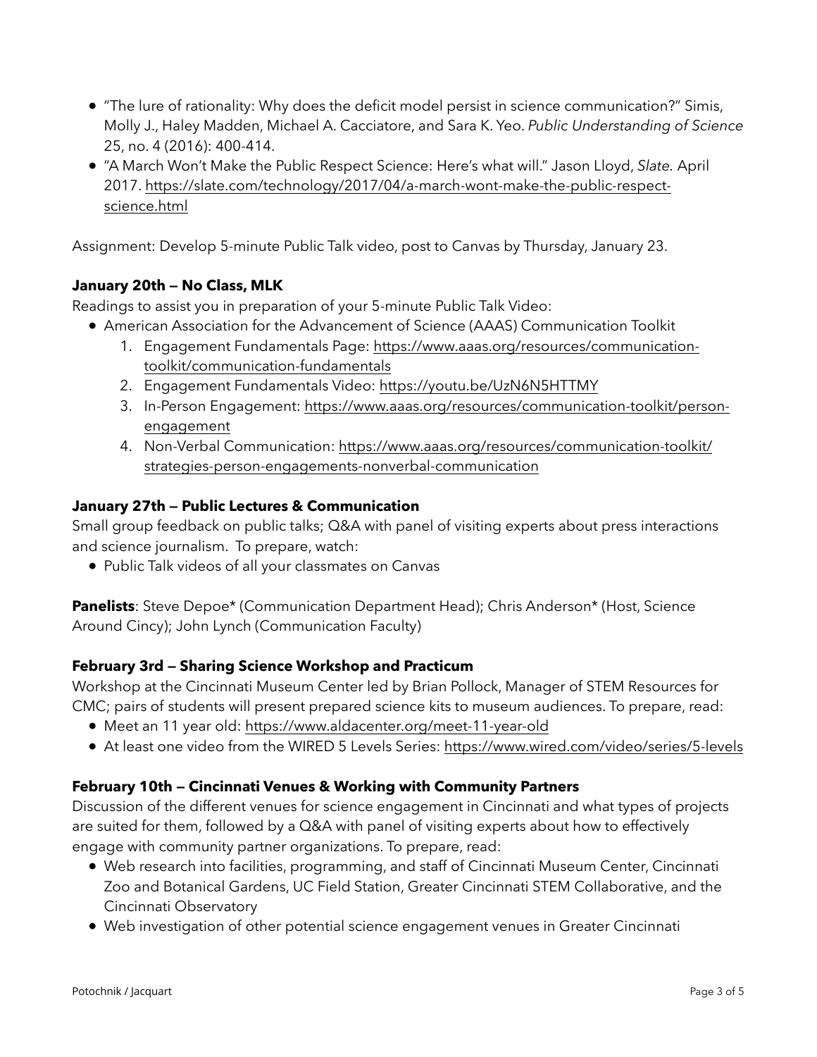- "The lure of rationality: Why does the deficit model persist in science communication?" Simis, Molly J., Haley Madden, Michael A. Cacciatore, and Sara K. Yeo. *Public Understanding of Science* 25, no. 4 (2016): 400-414.
- "A March Won't Make the Public Respect Science: Here's what will." Jason Lloyd, *Slate.* April 2017. https://slate.com/technology/2017/04/a-march-wont-make-the-public-respect-science.html

Assignment: Develop 5-minute Public Talk video, post to Canvas by Thursday, January 23.

**January 20th — No Class, MLK**

Readings to assist you in preparation of your 5-minute Public Talk Video:

- American Association for the Advancement of Science (AAAS) Communication Toolkit
  1. Engagement Fundamentals Page: https://www.aaas.org/resources/communication-toolkit/communication-fundamentals
  2. Engagement Fundamentals Video: https://youtu.be/UzN6N5HTTMY
  3. In-Person Engagement: https://www.aaas.org/resources/communication-toolkit/person-engagement
  4. Non-Verbal Communication: https://www.aaas.org/resources/communication-toolkit/strategies-person-engagements-nonverbal-communication

**January 27th — Public Lectures & Communication**

Small group feedback on public talks; Q&A with panel of visiting experts about press interactions and science journalism. To prepare, watch:

- Public Talk videos of all your classmates on Canvas

**Panelists**: Steve Depoe* (Communication Department Head); Chris Anderson* (Host, Science Around Cincy); John Lynch (Communication Faculty)

**February 3rd — Sharing Science Workshop and Practicum**

Workshop at the Cincinnati Museum Center led by Brian Pollock, Manager of STEM Resources for CMC; pairs of students will present prepared science kits to museum audiences. To prepare, read:

- Meet an 11 year old: https://www.aldacenter.org/meet-11-year-old
- At least one video from the WIRED 5 Levels Series: https://www.wired.com/video/series/5-levels

**February 10th — Cincinnati Venues & Working with Community Partners**

Discussion of the different venues for science engagement in Cincinnati and what types of projects are suited for them, followed by a Q&A with panel of visiting experts about how to effectively engage with community partner organizations. To prepare, read:

- Web research into facilities, programming, and staff of Cincinnati Museum Center, Cincinnati Zoo and Botanical Gardens, UC Field Station, Greater Cincinnati STEM Collaborative, and the Cincinnati Observatory
- Web investigation of other potential science engagement venues in Greater Cincinnati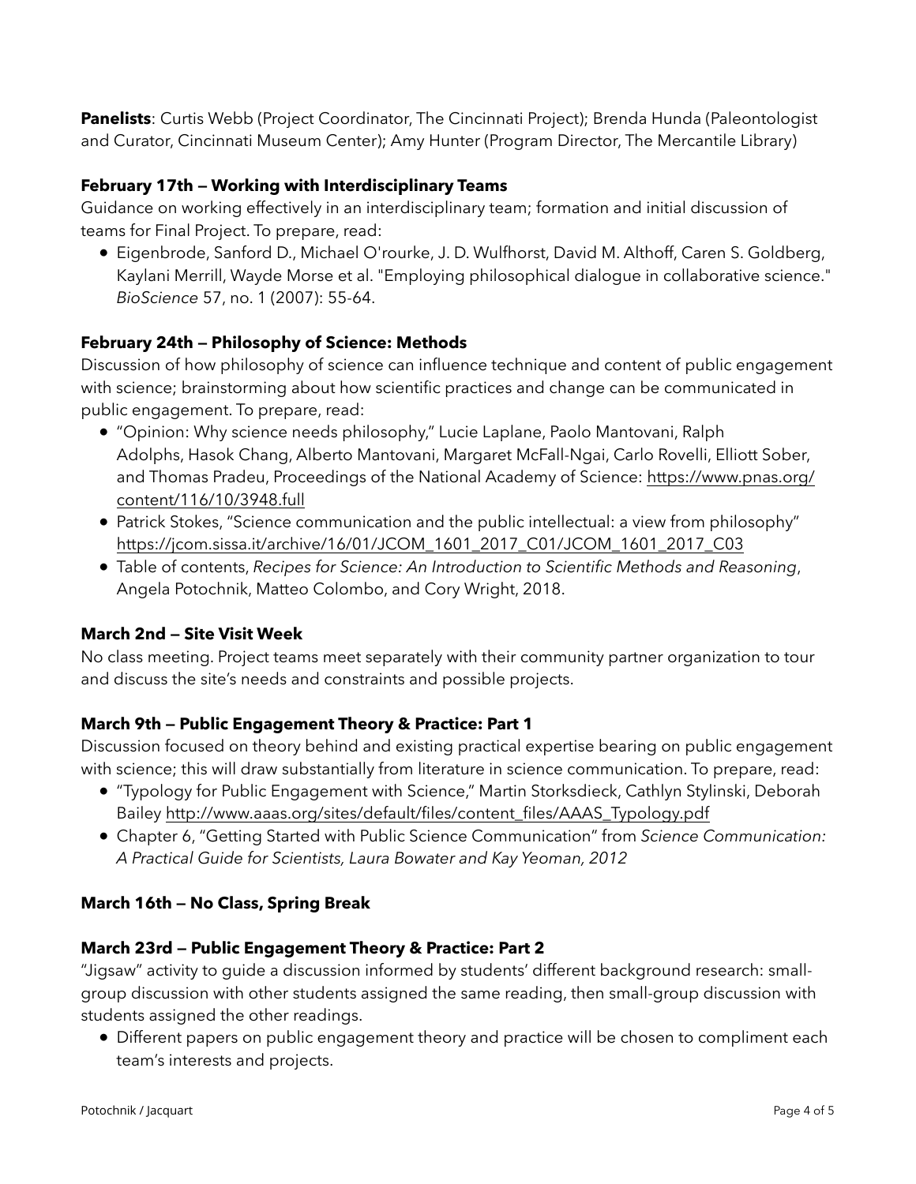**Panelists**: Curtis Webb (Project Coordinator, The Cincinnati Project); Brenda Hunda (Paleontologist and Curator, Cincinnati Museum Center); Amy Hunter (Program Director, The Mercantile Library)

**February 17th — Working with Interdisciplinary Teams**

Guidance on working effectively in an interdisciplinary team; formation and initial discussion of teams for Final Project. To prepare, read:

- Eigenbrode, Sanford D., Michael O'rourke, J. D. Wulfhorst, David M. Althoff, Caren S. Goldberg, Kaylani Merrill, Wayde Morse et al. "Employing philosophical dialogue in collaborative science." *BioScience* 57, no. 1 (2007): 55-64.

**February 24th — Philosophy of Science: Methods**

Discussion of how philosophy of science can influence technique and content of public engagement with science; brainstorming about how scientific practices and change can be communicated in public engagement. To prepare, read:

- "Opinion: Why science needs philosophy," Lucie Laplane, Paolo Mantovani, Ralph Adolphs, Hasok Chang, Alberto Mantovani, Margaret McFall-Ngai, Carlo Rovelli, Elliott Sober, and Thomas Pradeu, Proceedings of the National Academy of Science: https://www.pnas.org/content/116/10/3948.full
- Patrick Stokes, "Science communication and the public intellectual: a view from philosophy" https://jcom.sissa.it/archive/16/01/JCOM_1601_2017_C01/JCOM_1601_2017_C03
- Table of contents, *Recipes for Science: An Introduction to Scientific Methods and Reasoning*, Angela Potochnik, Matteo Colombo, and Cory Wright, 2018.

**March 2nd — Site Visit Week**

No class meeting. Project teams meet separately with their community partner organization to tour and discuss the site's needs and constraints and possible projects.

**March 9th — Public Engagement Theory & Practice: Part 1**

Discussion focused on theory behind and existing practical expertise bearing on public engagement with science; this will draw substantially from literature in science communication. To prepare, read:

- "Typology for Public Engagement with Science," Martin Storksdieck, Cathlyn Stylinski, Deborah Bailey http://www.aaas.org/sites/default/files/content_files/AAAS_Typology.pdf
- Chapter 6, "Getting Started with Public Science Communication" from *Science Communication: A Practical Guide for Scientists, Laura Bowater and Kay Yeoman, 2012*

**March 16th — No Class, Spring Break**

**March 23rd — Public Engagement Theory & Practice: Part 2**

"Jigsaw" activity to guide a discussion informed by students' different background research: small-group discussion with other students assigned the same reading, then small-group discussion with students assigned the other readings.

- Different papers on public engagement theory and practice will be chosen to compliment each team's interests and projects.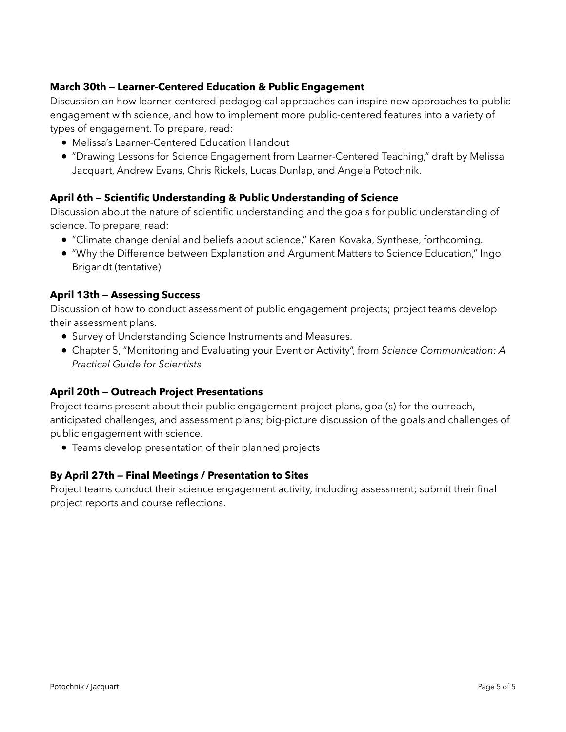**March 30th — Learner-Centered Education & Public Engagement**

Discussion on how learner-centered pedagogical approaches can inspire new approaches to public engagement with science, and how to implement more public-centered features into a variety of types of engagement. To prepare, read:

- Melissa's Learner-Centered Education Handout
- "Drawing Lessons for Science Engagement from Learner-Centered Teaching," draft by Melissa Jacquart, Andrew Evans, Chris Rickels, Lucas Dunlap, and Angela Potochnik.

**April 6th — Scientific Understanding & Public Understanding of Science**

Discussion about the nature of scientific understanding and the goals for public understanding of science. To prepare, read:

- "Climate change denial and beliefs about science," Karen Kovaka, Synthese, forthcoming.
- "Why the Difference between Explanation and Argument Matters to Science Education," Ingo Brigandt (tentative)

**April 13th — Assessing Success**

Discussion of how to conduct assessment of public engagement projects; project teams develop their assessment plans.

- Survey of Understanding Science Instruments and Measures.
- Chapter 5, "Monitoring and Evaluating your Event or Activity", from *Science Communication: A Practical Guide for Scientists*

**April 20th — Outreach Project Presentations**

Project teams present about their public engagement project plans, goal(s) for the outreach, anticipated challenges, and assessment plans; big-picture discussion of the goals and challenges of public engagement with science.

- Teams develop presentation of their planned projects

**By April 27th — Final Meetings / Presentation to Sites**

Project teams conduct their science engagement activity, including assessment; submit their final project reports and course reflections.